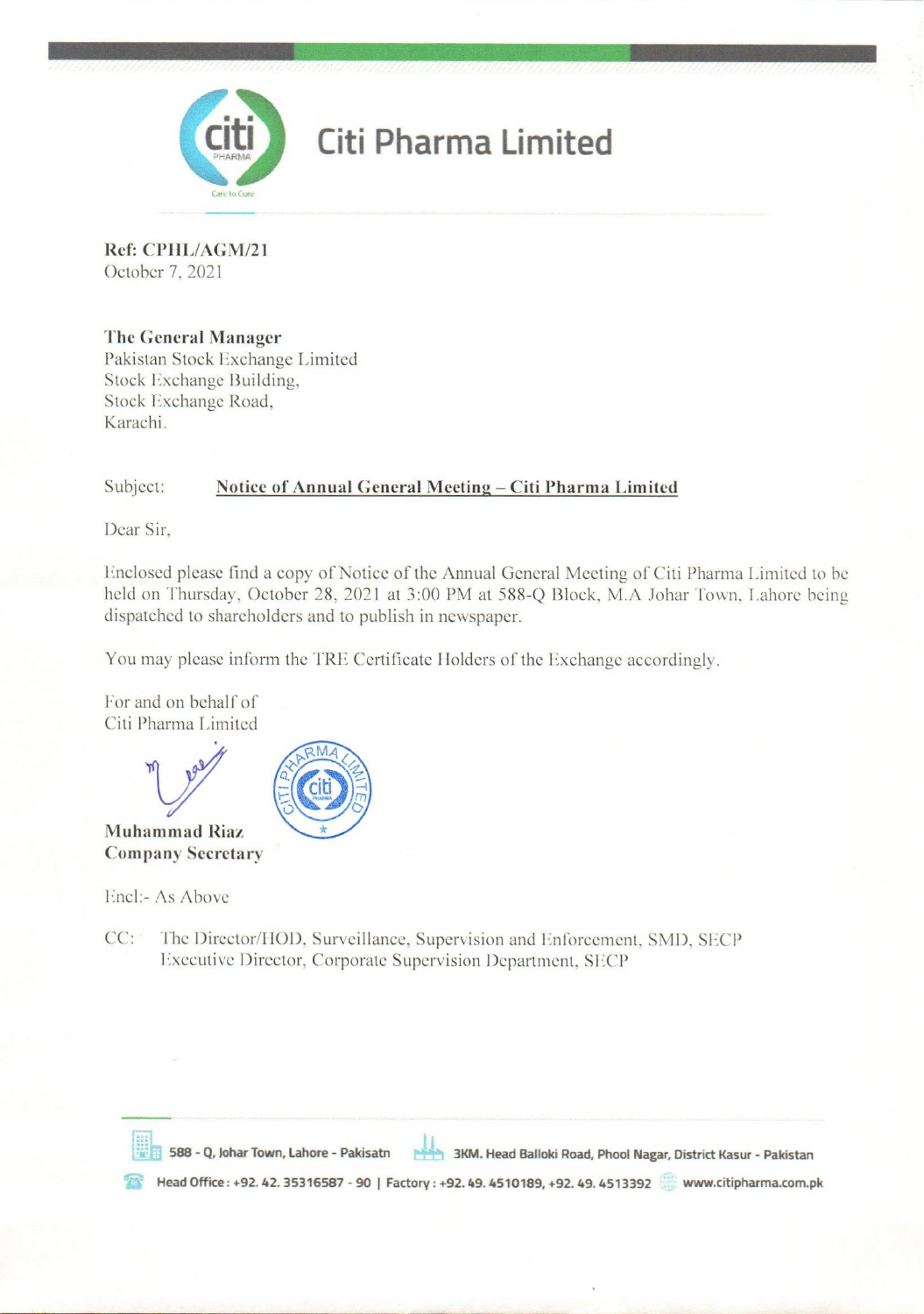# Citi Pharma Limited

**Ref: CPHL/AGM/21**
October 7, 2021

**The General Manager**
Pakistan Stock Exchange Limited
Stock Exchange Building,
Stock Exchange Road,
Karachi.

Subject: **Notice of Annual General Meeting – Citi Pharma Limited**

Dear Sir,

Enclosed please find a copy of Notice of the Annual General Meeting of Citi Pharma Limited to be held on Thursday, October 28, 2021 at 3:00 PM at 588-Q Block, M.A Johar Town, Lahore being dispatched to shareholders and to publish in newspaper.

You may please inform the TRE Certificate Holders of the Exchange accordingly.

For and on behalf of
Citi Pharma Limited

**Muhammad Riaz**
**Company Secretary**

Encl:- As Above

CC: The Director/HOD, Surveillance, Supervision and Enforcement, SMD, SECP
Executive Director, Corporate Supervision Department, SECP

588 - Q, Johar Town, Lahore - Pakisatn | 3KM. Head Balloki Road, Phool Nagar, District Kasur - Pakistan

Head Office: +92. 42. 35316587 - 90 | Factory: +92. 49. 4510189, +92. 49. 4513392 | www.citipharma.com.pk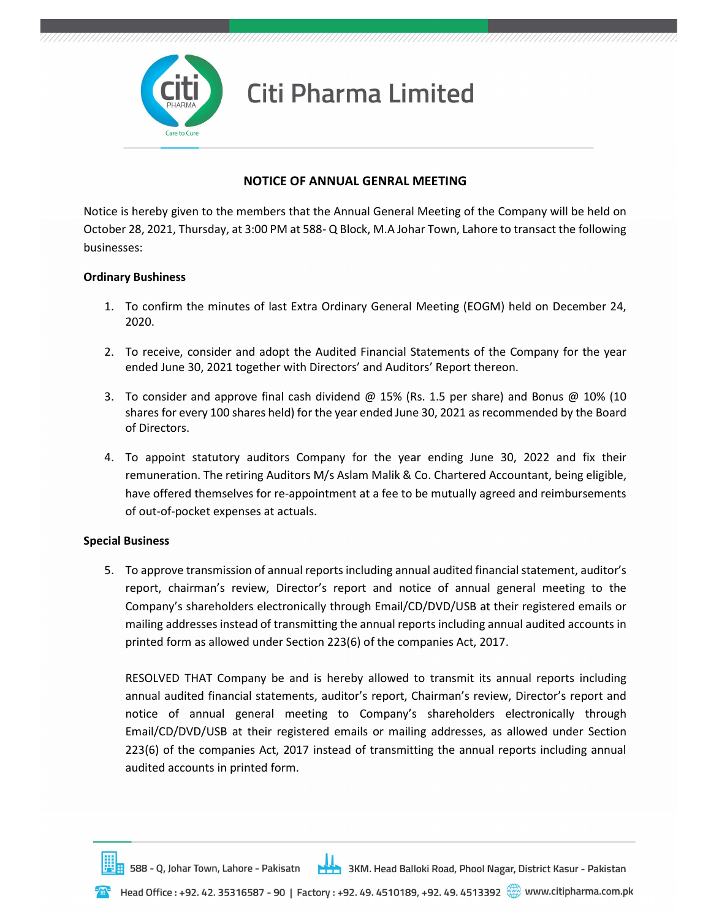# Citi Pharma Limited

## NOTICE OF ANNUAL GENRAL MEETING

Notice is hereby given to the members that the Annual General Meeting of the Company will be held on October 28, 2021, Thursday, at 3:00 PM at 588- Q Block, M.A Johar Town, Lahore to transact the following businesses:

**Ordinary Bushiness**

1. To confirm the minutes of last Extra Ordinary General Meeting (EOGM) held on December 24, 2020.

2. To receive, consider and adopt the Audited Financial Statements of the Company for the year ended June 30, 2021 together with Directors' and Auditors' Report thereon.

3. To consider and approve final cash dividend @ 15% (Rs. 1.5 per share) and Bonus @ 10% (10 shares for every 100 shares held) for the year ended June 30, 2021 as recommended by the Board of Directors.

4. To appoint statutory auditors Company for the year ending June 30, 2022 and fix their remuneration. The retiring Auditors M/s Aslam Malik & Co. Chartered Accountant, being eligible, have offered themselves for re-appointment at a fee to be mutually agreed and reimbursements of out-of-pocket expenses at actuals.

**Special Business**

5. To approve transmission of annual reports including annual audited financial statement, auditor's report, chairman's review, Director's report and notice of annual general meeting to the Company's shareholders electronically through Email/CD/DVD/USB at their registered emails or mailing addresses instead of transmitting the annual reports including annual audited accounts in printed form as allowed under Section 223(6) of the companies Act, 2017.

   RESOLVED THAT Company be and is hereby allowed to transmit its annual reports including annual audited financial statements, auditor's report, Chairman's review, Director's report and notice of annual general meeting to Company's shareholders electronically through Email/CD/DVD/USB at their registered emails or mailing addresses, as allowed under Section 223(6) of the companies Act, 2017 instead of transmitting the annual reports including annual audited accounts in printed form.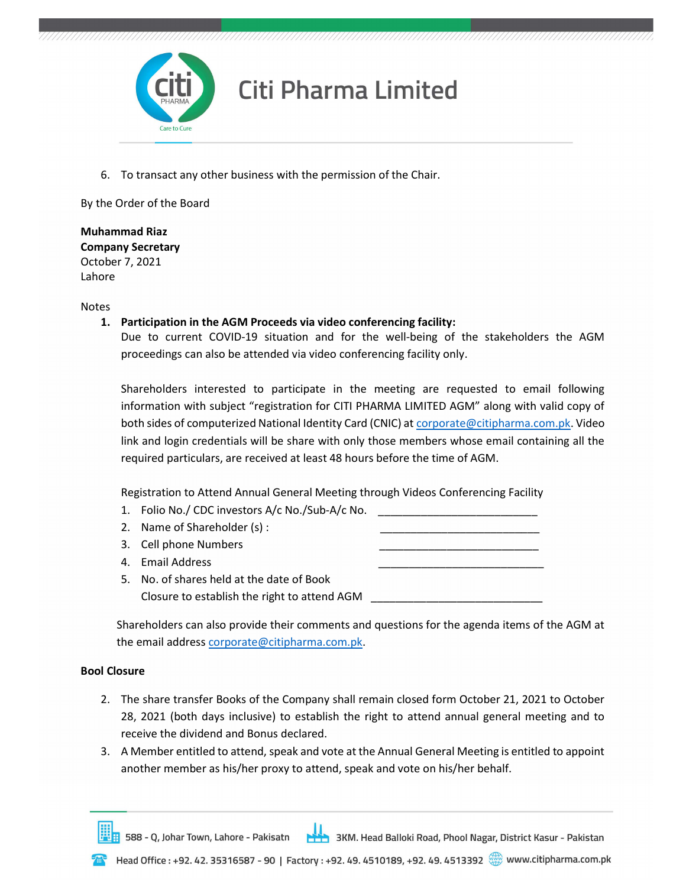6. To transact any other business with the permission of the Chair.

By the Order of the Board

**Muhammad Riaz**
**Company Secretary**
October 7, 2021
Lahore

Notes

1. **Participation in the AGM Proceeds via video conferencing facility:**
   Due to current COVID-19 situation and for the well-being of the stakeholders the AGM proceedings can also be attended via video conferencing facility only.

   Shareholders interested to participate in the meeting are requested to email following information with subject "registration for CITI PHARMA LIMITED AGM" along with valid copy of both sides of computerized National Identity Card (CNIC) at corporate@citipharma.com.pk. Video link and login credentials will be share with only those members whose email containing all the required particulars, are received at least 48 hours before the time of AGM.

   Registration to Attend Annual General Meeting through Videos Conferencing Facility
   1. Folio No./ CDC investors A/c No./Sub-A/c No. ___________________________
   2. Name of Shareholder (s) : ___________________________
   3. Cell phone Numbers ___________________________
   4. Email Address ____________________________
   5. No. of shares held at the date of Book Closure to establish the right to attend AGM _____________________________

   Shareholders can also provide their comments and questions for the agenda items of the AGM at the email address corporate@citipharma.com.pk.

**Bool Closure**

2. The share transfer Books of the Company shall remain closed form October 21, 2021 to October 28, 2021 (both days inclusive) to establish the right to attend annual general meeting and to receive the dividend and Bonus declared.
3. A Member entitled to attend, speak and vote at the Annual General Meeting is entitled to appoint another member as his/her proxy to attend, speak and vote on his/her behalf.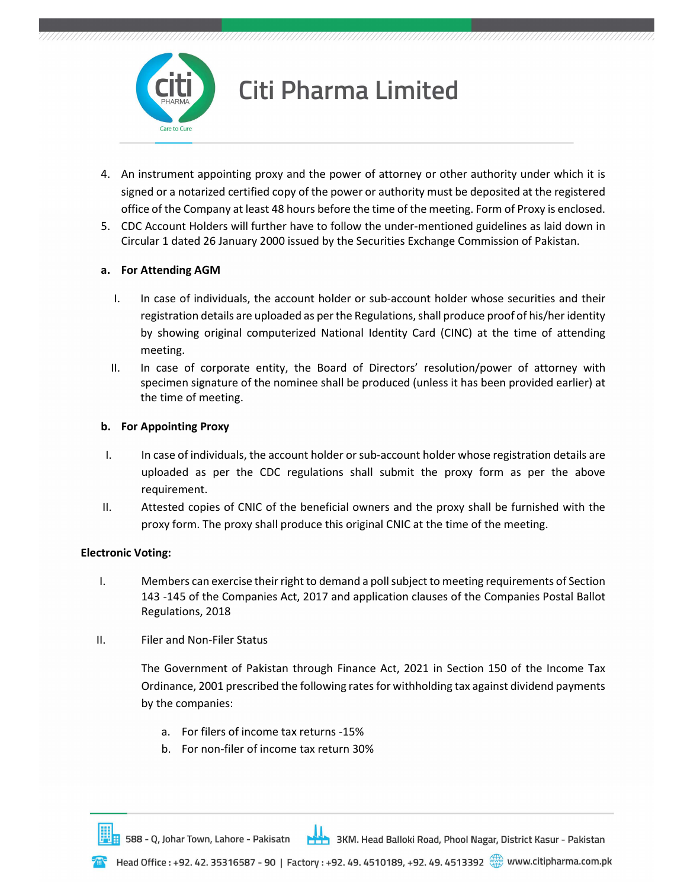4. An instrument appointing proxy and the power of attorney or other authority under which it is signed or a notarized certified copy of the power or authority must be deposited at the registered office of the Company at least 48 hours before the time of the meeting. Form of Proxy is enclosed.
5. CDC Account Holders will further have to follow the under-mentioned guidelines as laid down in Circular 1 dated 26 January 2000 issued by the Securities Exchange Commission of Pakistan.

**a. For Attending AGM**

I. In case of individuals, the account holder or sub-account holder whose securities and their registration details are uploaded as per the Regulations, shall produce proof of his/her identity by showing original computerized National Identity Card (CINC) at the time of attending meeting.

II. In case of corporate entity, the Board of Directors' resolution/power of attorney with specimen signature of the nominee shall be produced (unless it has been provided earlier) at the time of meeting.

**b. For Appointing Proxy**

I. In case of individuals, the account holder or sub-account holder whose registration details are uploaded as per the CDC regulations shall submit the proxy form as per the above requirement.

II. Attested copies of CNIC of the beneficial owners and the proxy shall be furnished with the proxy form. The proxy shall produce this original CNIC at the time of the meeting.

**Electronic Voting:**

I. Members can exercise their right to demand a poll subject to meeting requirements of Section 143 -145 of the Companies Act, 2017 and application clauses of the Companies Postal Ballot Regulations, 2018

II. Filer and Non-Filer Status

The Government of Pakistan through Finance Act, 2021 in Section 150 of the Income Tax Ordinance, 2001 prescribed the following rates for withholding tax against dividend payments by the companies:

a. For filers of income tax returns -15%
b. For non-filer of income tax return 30%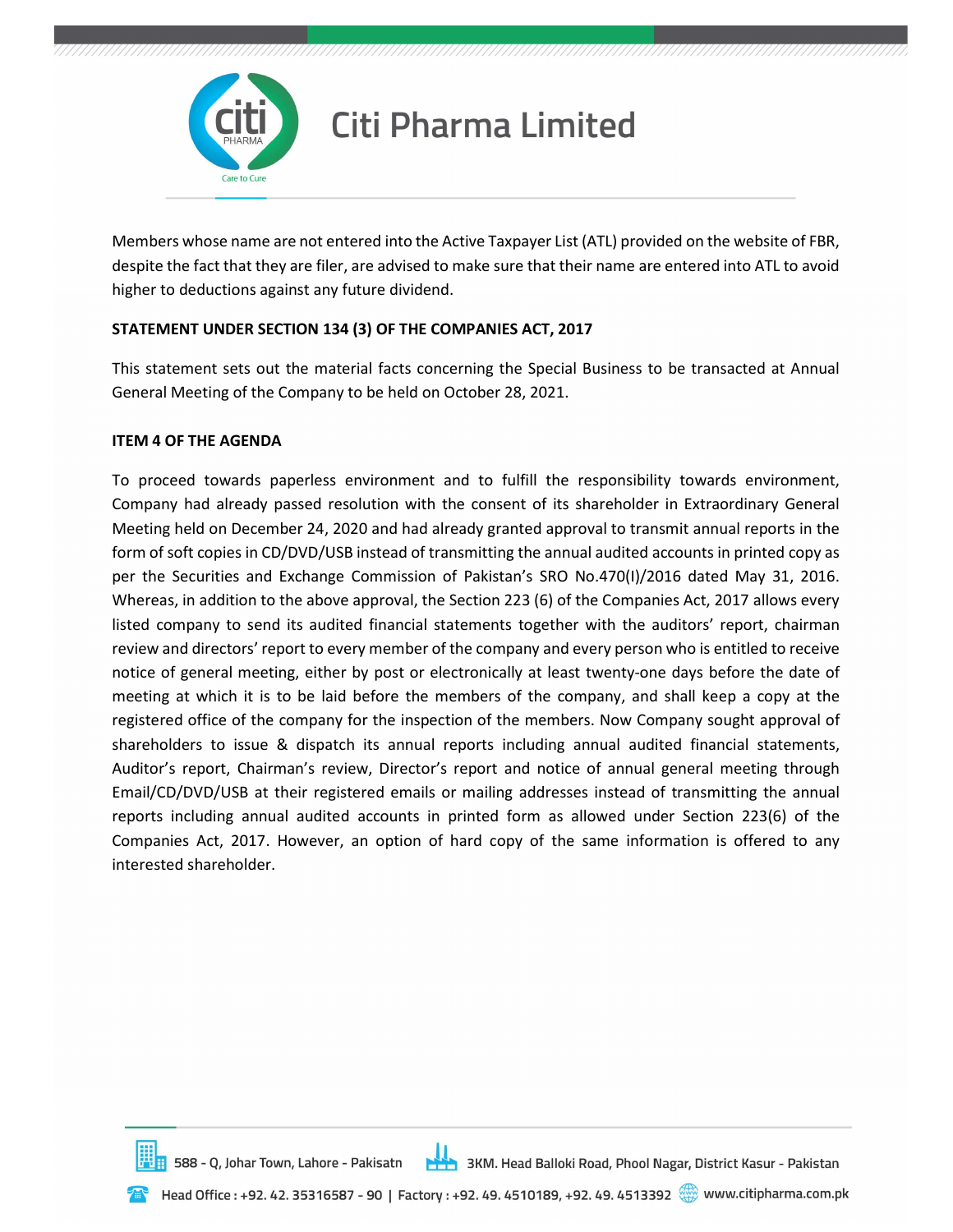Members whose name are not entered into the Active Taxpayer List (ATL) provided on the website of FBR, despite the fact that they are filer, are advised to make sure that their name are entered into ATL to avoid higher to deductions against any future dividend.

**STATEMENT UNDER SECTION 134 (3) OF THE COMPANIES ACT, 2017**

This statement sets out the material facts concerning the Special Business to be transacted at Annual General Meeting of the Company to be held on October 28, 2021.

**ITEM 4 OF THE AGENDA**

To proceed towards paperless environment and to fulfill the responsibility towards environment, Company had already passed resolution with the consent of its shareholder in Extraordinary General Meeting held on December 24, 2020 and had already granted approval to transmit annual reports in the form of soft copies in CD/DVD/USB instead of transmitting the annual audited accounts in printed copy as per the Securities and Exchange Commission of Pakistan's SRO No.470(I)/2016 dated May 31, 2016. Whereas, in addition to the above approval, the Section 223 (6) of the Companies Act, 2017 allows every listed company to send its audited financial statements together with the auditors' report, chairman review and directors' report to every member of the company and every person who is entitled to receive notice of general meeting, either by post or electronically at least twenty-one days before the date of meeting at which it is to be laid before the members of the company, and shall keep a copy at the registered office of the company for the inspection of the members. Now Company sought approval of shareholders to issue & dispatch its annual reports including annual audited financial statements, Auditor's report, Chairman's review, Director's report and notice of annual general meeting through Email/CD/DVD/USB at their registered emails or mailing addresses instead of transmitting the annual reports including annual audited accounts in printed form as allowed under Section 223(6) of the Companies Act, 2017. However, an option of hard copy of the same information is offered to any interested shareholder.